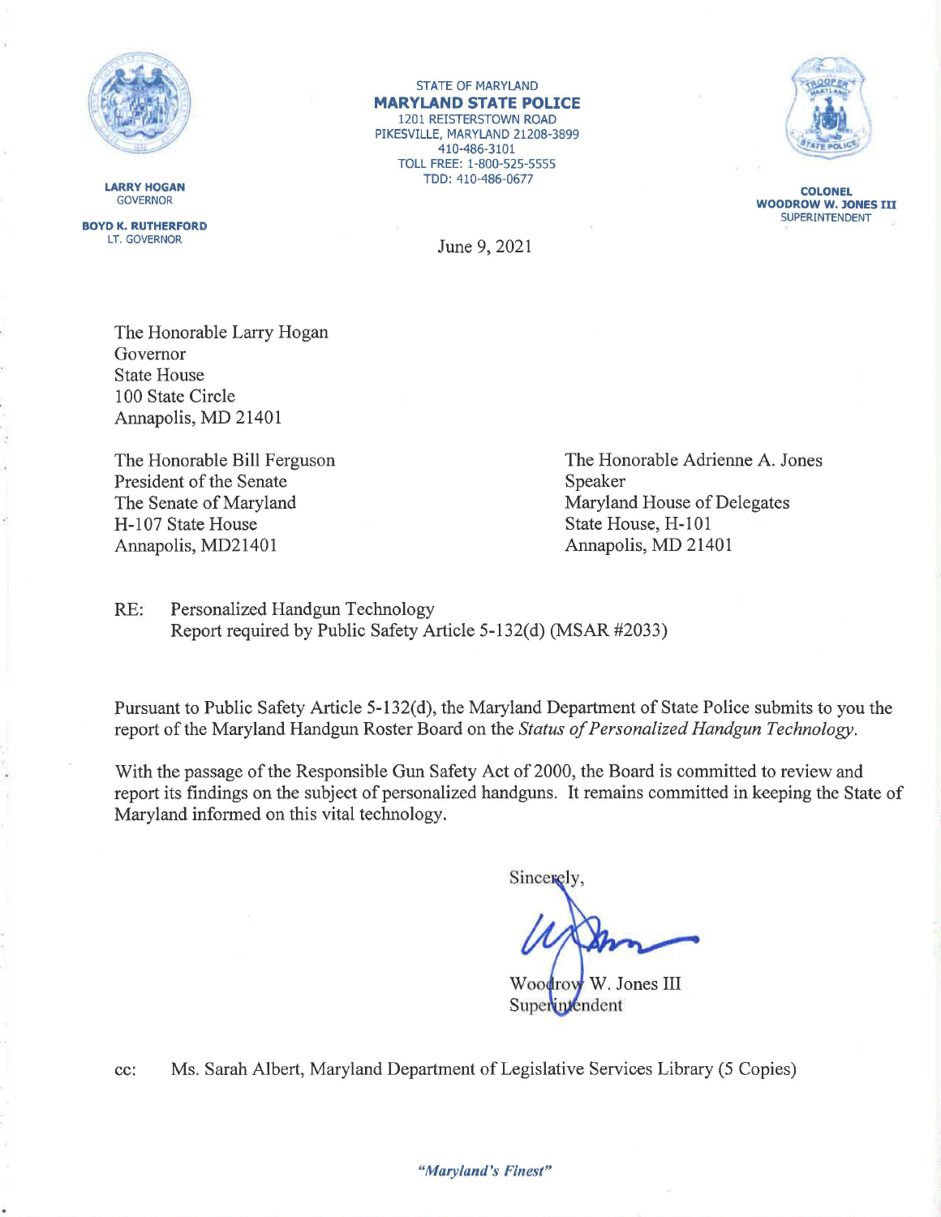LARRY HOGAN
GOVERNOR

BOYD K. RUTHERFORD
LT. GOVERNOR

STATE OF MARYLAND
**MARYLAND STATE POLICE**
1201 REISTERSTOWN ROAD
PIKESVILLE, MARYLAND 21208-3899
410-486-3101
TOLL FREE: 1-800-525-5555
TDD: 410-486-0677

COLONEL
WOODROW W. JONES III
SUPERINTENDENT

June 9, 2021

The Honorable Larry Hogan
Governor
State House
100 State Circle
Annapolis, MD 21401

The Honorable Bill Ferguson
President of the Senate
The Senate of Maryland
H-107 State House
Annapolis, MD21401

The Honorable Adrienne A. Jones
Speaker
Maryland House of Delegates
State House, H-101
Annapolis, MD 21401

RE: Personalized Handgun Technology
Report required by Public Safety Article 5-132(d) (MSAR #2033)

Pursuant to Public Safety Article 5-132(d), the Maryland Department of State Police submits to you the report of the Maryland Handgun Roster Board on the *Status of Personalized Handgun Technology*.

With the passage of the Responsible Gun Safety Act of 2000, the Board is committed to review and report its findings on the subject of personalized handguns. It remains committed in keeping the State of Maryland informed on this vital technology.

Sincerely,

Woodrow W. Jones III
Superintendent

cc: Ms. Sarah Albert, Maryland Department of Legislative Services Library (5 Copies)

*"Maryland's Finest"*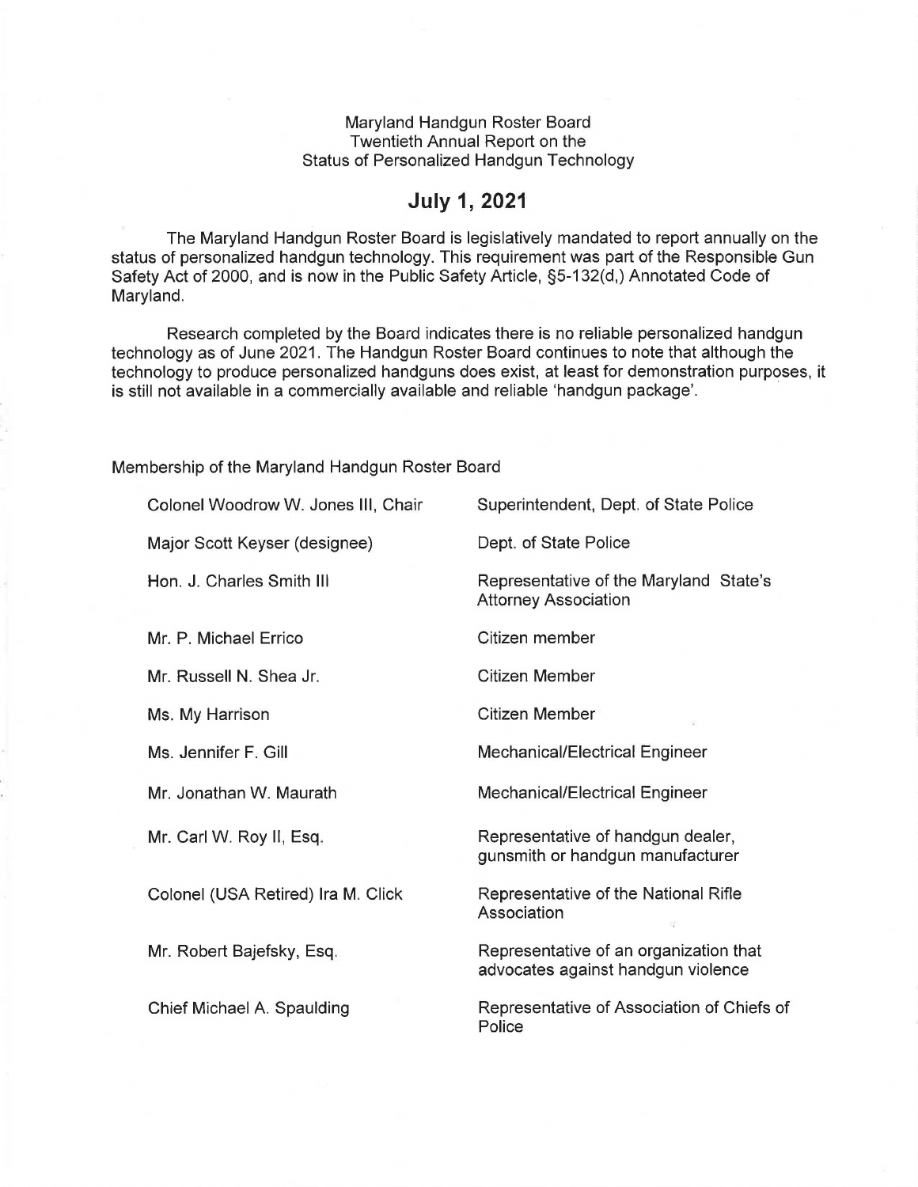Maryland Handgun Roster Board
Twentieth Annual Report on the
Status of Personalized Handgun Technology

## July 1, 2021

The Maryland Handgun Roster Board is legislatively mandated to report annually on the status of personalized handgun technology. This requirement was part of the Responsible Gun Safety Act of 2000, and is now in the Public Safety Article, §5-132(d,) Annotated Code of Maryland.

Research completed by the Board indicates there is no reliable personalized handgun technology as of June 2021. The Handgun Roster Board continues to note that although the technology to produce personalized handguns does exist, at least for demonstration purposes, it is still not available in a commercially available and reliable 'handgun package'.

Membership of the Maryland Handgun Roster Board

| | |
|---|---|
| Colonel Woodrow W. Jones III, Chair | Superintendent, Dept. of State Police |
| Major Scott Keyser (designee) | Dept. of State Police |
| Hon. J. Charles Smith III | Representative of the Maryland State's Attorney Association |
| Mr. P. Michael Errico | Citizen member |
| Mr. Russell N. Shea Jr. | Citizen Member |
| Ms. My Harrison | Citizen Member |
| Ms. Jennifer F. Gill | Mechanical/Electrical Engineer |
| Mr. Jonathan W. Maurath | Mechanical/Electrical Engineer |
| Mr. Carl W. Roy II, Esq. | Representative of handgun dealer, gunsmith or handgun manufacturer |
| Colonel (USA Retired) Ira M. Click | Representative of the National Rifle Association |
| Mr. Robert Bajefsky, Esq. | Representative of an organization that advocates against handgun violence |
| Chief Michael A. Spaulding | Representative of Association of Chiefs of Police |